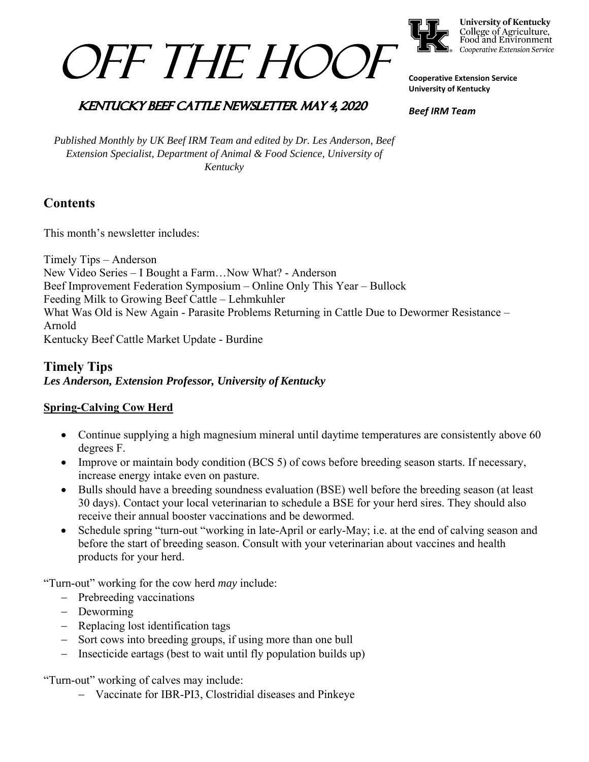# OFF THE HOOF

University of Kentucky
College of Agriculture, Food and Environment
Cooperative Extension Service

**Cooperative Extension Service**
**University of Kentucky**

## KENTUCKY BEEF CATTLE NEWSLETTER MAY 4, 2020

***Beef IRM Team***

*Published Monthly by UK Beef IRM Team and edited by Dr. Les Anderson, Beef Extension Specialist, Department of Animal & Food Science, University of Kentucky*

## Contents

This month's newsletter includes:

Timely Tips – Anderson
New Video Series – I Bought a Farm…Now What? - Anderson
Beef Improvement Federation Symposium – Online Only This Year – Bullock
Feeding Milk to Growing Beef Cattle – Lehmkuhler
What Was Old is New Again - Parasite Problems Returning in Cattle Due to Dewormer Resistance – Arnold
Kentucky Beef Cattle Market Update - Burdine

## Timely Tips

***Les Anderson, Extension Professor, University of Kentucky***

### Spring-Calving Cow Herd

- Continue supplying a high magnesium mineral until daytime temperatures are consistently above 60 degrees F.
- Improve or maintain body condition (BCS 5) of cows before breeding season starts. If necessary, increase energy intake even on pasture.
- Bulls should have a breeding soundness evaluation (BSE) well before the breeding season (at least 30 days). Contact your local veterinarian to schedule a BSE for your herd sires. They should also receive their annual booster vaccinations and be dewormed.
- Schedule spring "turn-out "working in late-April or early-May; i.e. at the end of calving season and before the start of breeding season. Consult with your veterinarian about vaccines and health products for your herd.

"Turn-out" working for the cow herd *may* include:

- Prebreeding vaccinations
- Deworming
- Replacing lost identification tags
- Sort cows into breeding groups, if using more than one bull
- Insecticide eartags (best to wait until fly population builds up)

"Turn-out" working of calves may include:

- Vaccinate for IBR-PI3, Clostridial diseases and Pinkeye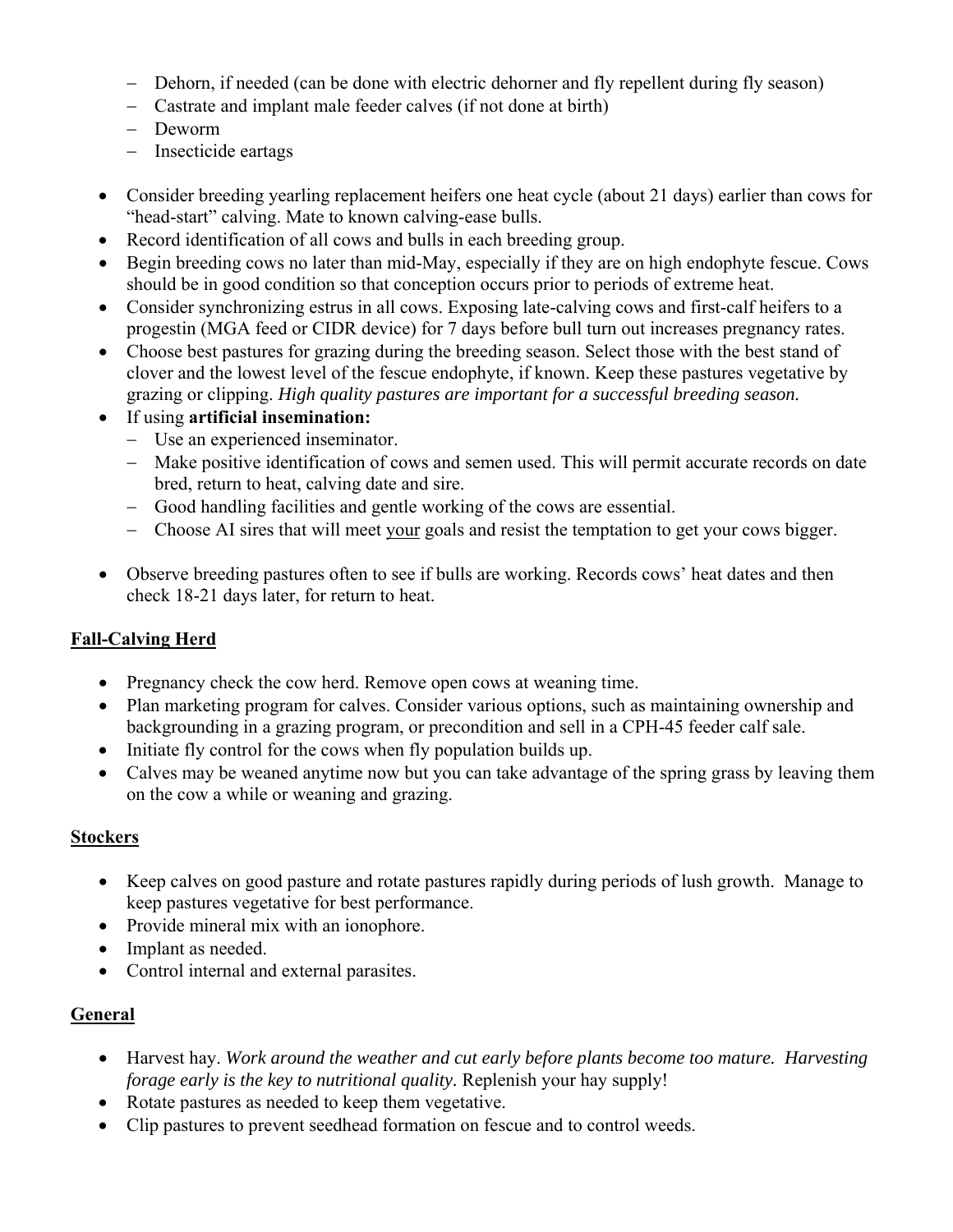- Dehorn, if needed (can be done with electric dehorner and fly repellent during fly season)
  - Castrate and implant male feeder calves (if not done at birth)
  - Deworm
  - Insecticide eartags

- Consider breeding yearling replacement heifers one heat cycle (about 21 days) earlier than cows for "head-start" calving. Mate to known calving-ease bulls.
- Record identification of all cows and bulls in each breeding group.
- Begin breeding cows no later than mid-May, especially if they are on high endophyte fescue. Cows should be in good condition so that conception occurs prior to periods of extreme heat.
- Consider synchronizing estrus in all cows. Exposing late-calving cows and first-calf heifers to a progestin (MGA feed or CIDR device) for 7 days before bull turn out increases pregnancy rates.
- Choose best pastures for grazing during the breeding season. Select those with the best stand of clover and the lowest level of the fescue endophyte, if known. Keep these pastures vegetative by grazing or clipping. *High quality pastures are important for a successful breeding season.*
- If using **artificial insemination:**
  - Use an experienced inseminator.
  - Make positive identification of cows and semen used. This will permit accurate records on date bred, return to heat, calving date and sire.
  - Good handling facilities and gentle working of the cows are essential.
  - Choose AI sires that will meet <u>your</u> goals and resist the temptation to get your cows bigger.

- Observe breeding pastures often to see if bulls are working. Records cows' heat dates and then check 18-21 days later, for return to heat.

## <u>Fall-Calving Herd</u>

- Pregnancy check the cow herd. Remove open cows at weaning time.
- Plan marketing program for calves. Consider various options, such as maintaining ownership and backgrounding in a grazing program, or precondition and sell in a CPH-45 feeder calf sale.
- Initiate fly control for the cows when fly population builds up.
- Calves may be weaned anytime now but you can take advantage of the spring grass by leaving them on the cow a while or weaning and grazing.

## <u>Stockers</u>

- Keep calves on good pasture and rotate pastures rapidly during periods of lush growth. Manage to keep pastures vegetative for best performance.
- Provide mineral mix with an ionophore.
- Implant as needed.
- Control internal and external parasites.

## <u>General</u>

- Harvest hay. *Work around the weather and cut early before plants become too mature. Harvesting forage early is the key to nutritional quality*. Replenish your hay supply!
- Rotate pastures as needed to keep them vegetative.
- Clip pastures to prevent seedhead formation on fescue and to control weeds.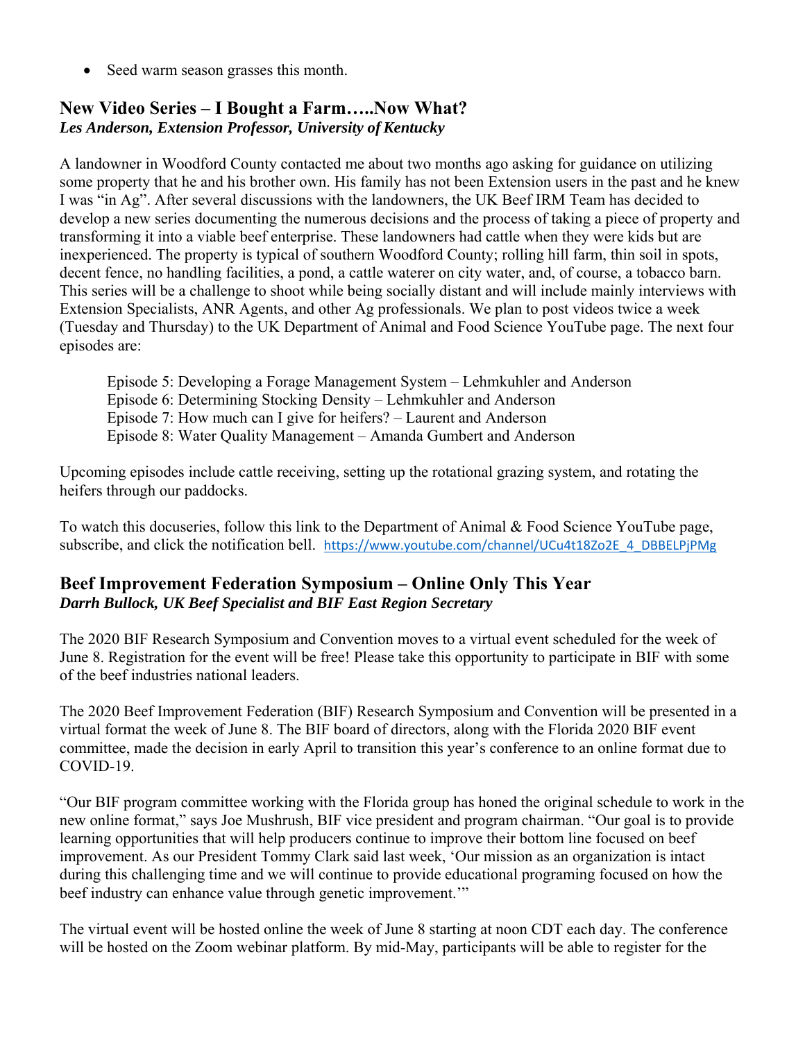- Seed warm season grasses this month.

## New Video Series – I Bought a Farm…..Now What?

***Les Anderson, Extension Professor, University of Kentucky***

A landowner in Woodford County contacted me about two months ago asking for guidance on utilizing some property that he and his brother own. His family has not been Extension users in the past and he knew I was "in Ag". After several discussions with the landowners, the UK Beef IRM Team has decided to develop a new series documenting the numerous decisions and the process of taking a piece of property and transforming it into a viable beef enterprise. These landowners had cattle when they were kids but are inexperienced. The property is typical of southern Woodford County; rolling hill farm, thin soil in spots, decent fence, no handling facilities, a pond, a cattle waterer on city water, and, of course, a tobacco barn. This series will be a challenge to shoot while being socially distant and will include mainly interviews with Extension Specialists, ANR Agents, and other Ag professionals. We plan to post videos twice a week (Tuesday and Thursday) to the UK Department of Animal and Food Science YouTube page. The next four episodes are:

Episode 5: Developing a Forage Management System – Lehmkuhler and Anderson
Episode 6: Determining Stocking Density – Lehmkuhler and Anderson
Episode 7: How much can I give for heifers? – Laurent and Anderson
Episode 8: Water Quality Management – Amanda Gumbert and Anderson

Upcoming episodes include cattle receiving, setting up the rotational grazing system, and rotating the heifers through our paddocks.

To watch this docuseries, follow this link to the Department of Animal & Food Science YouTube page, subscribe, and click the notification bell. https://www.youtube.com/channel/UCu4t18Zo2E_4_DBBELPjPMg

## Beef Improvement Federation Symposium – Online Only This Year

***Darrh Bullock, UK Beef Specialist and BIF East Region Secretary***

The 2020 BIF Research Symposium and Convention moves to a virtual event scheduled for the week of June 8. Registration for the event will be free! Please take this opportunity to participate in BIF with some of the beef industries national leaders.

The 2020 Beef Improvement Federation (BIF) Research Symposium and Convention will be presented in a virtual format the week of June 8. The BIF board of directors, along with the Florida 2020 BIF event committee, made the decision in early April to transition this year's conference to an online format due to COVID-19.

"Our BIF program committee working with the Florida group has honed the original schedule to work in the new online format," says Joe Mushrush, BIF vice president and program chairman. "Our goal is to provide learning opportunities that will help producers continue to improve their bottom line focused on beef improvement. As our President Tommy Clark said last week, 'Our mission as an organization is intact during this challenging time and we will continue to provide educational programing focused on how the beef industry can enhance value through genetic improvement.'"

The virtual event will be hosted online the week of June 8 starting at noon CDT each day. The conference will be hosted on the Zoom webinar platform. By mid-May, participants will be able to register for the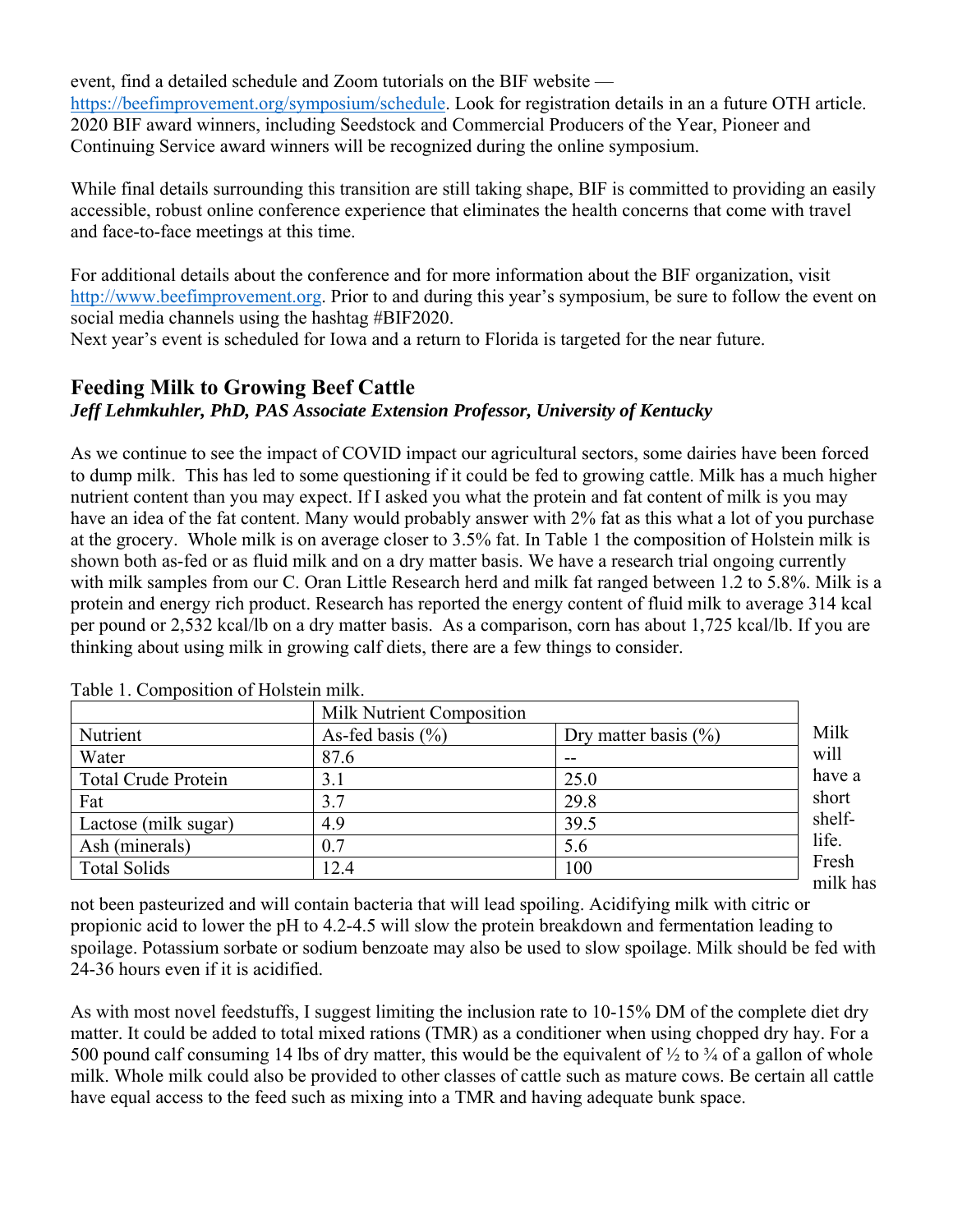event, find a detailed schedule and Zoom tutorials on the BIF website — https://beefimprovement.org/symposium/schedule. Look for registration details in an a future OTH article. 2020 BIF award winners, including Seedstock and Commercial Producers of the Year, Pioneer and Continuing Service award winners will be recognized during the online symposium.

While final details surrounding this transition are still taking shape, BIF is committed to providing an easily accessible, robust online conference experience that eliminates the health concerns that come with travel and face-to-face meetings at this time.

For additional details about the conference and for more information about the BIF organization, visit http://www.beefimprovement.org. Prior to and during this year's symposium, be sure to follow the event on social media channels using the hashtag #BIF2020.
Next year's event is scheduled for Iowa and a return to Florida is targeted for the near future.

## Feeding Milk to Growing Beef Cattle

***Jeff Lehmkuhler, PhD, PAS Associate Extension Professor, University of Kentucky***

As we continue to see the impact of COVID impact our agricultural sectors, some dairies have been forced to dump milk. This has led to some questioning if it could be fed to growing cattle. Milk has a much higher nutrient content than you may expect. If I asked you what the protein and fat content of milk is you may have an idea of the fat content. Many would probably answer with 2% fat as this what a lot of you purchase at the grocery. Whole milk is on average closer to 3.5% fat. In Table 1 the composition of Holstein milk is shown both as-fed or as fluid milk and on a dry matter basis. We have a research trial ongoing currently with milk samples from our C. Oran Little Research herd and milk fat ranged between 1.2 to 5.8%. Milk is a protein and energy rich product. Research has reported the energy content of fluid milk to average 314 kcal per pound or 2,532 kcal/lb on a dry matter basis. As a comparison, corn has about 1,725 kcal/lb. If you are thinking about using milk in growing calf diets, there are a few things to consider.

Table 1. Composition of Holstein milk.

| | Milk Nutrient Composition | |
|---|---|---|
| Nutrient | As-fed basis (%) | Dry matter basis (%) |
| Water | 87.6 | -- |
| Total Crude Protein | 3.1 | 25.0 |
| Fat | 3.7 | 29.8 |
| Lactose (milk sugar) | 4.9 | 39.5 |
| Ash (minerals) | 0.7 | 5.6 |
| Total Solids | 12.4 | 100 |

Milk will have a short shelf-life. Fresh milk has not been pasteurized and will contain bacteria that will lead spoiling. Acidifying milk with citric or propionic acid to lower the pH to 4.2-4.5 will slow the protein breakdown and fermentation leading to spoilage. Potassium sorbate or sodium benzoate may also be used to slow spoilage. Milk should be fed with 24-36 hours even if it is acidified.

As with most novel feedstuffs, I suggest limiting the inclusion rate to 10-15% DM of the complete diet dry matter. It could be added to total mixed rations (TMR) as a conditioner when using chopped dry hay. For a 500 pound calf consuming 14 lbs of dry matter, this would be the equivalent of ½ to ¾ of a gallon of whole milk. Whole milk could also be provided to other classes of cattle such as mature cows. Be certain all cattle have equal access to the feed such as mixing into a TMR and having adequate bunk space.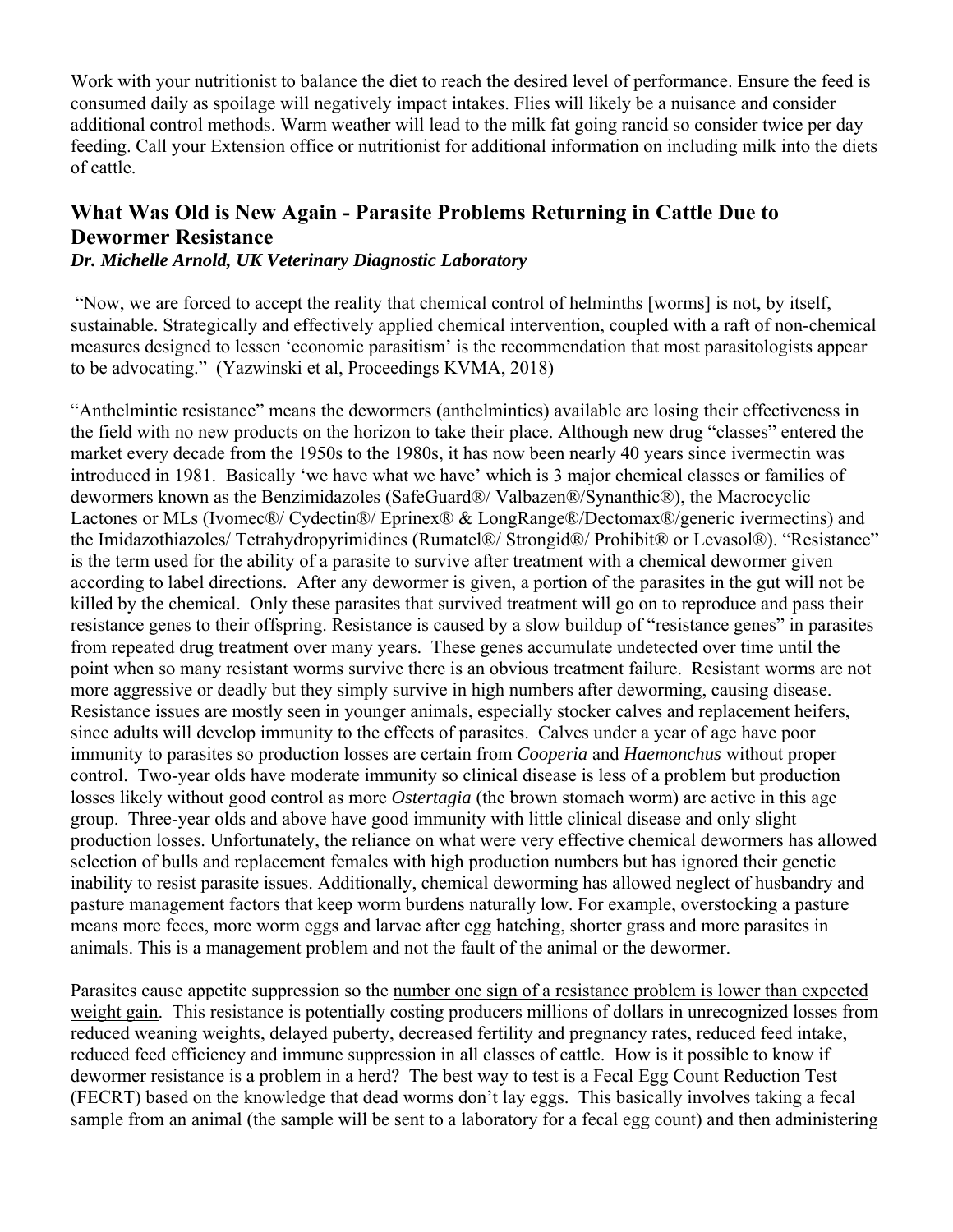Work with your nutritionist to balance the diet to reach the desired level of performance. Ensure the feed is consumed daily as spoilage will negatively impact intakes. Flies will likely be a nuisance and consider additional control methods. Warm weather will lead to the milk fat going rancid so consider twice per day feeding. Call your Extension office or nutritionist for additional information on including milk into the diets of cattle.

## What Was Old is New Again - Parasite Problems Returning in Cattle Due to Dewormer Resistance

***Dr. Michelle Arnold, UK Veterinary Diagnostic Laboratory***

"Now, we are forced to accept the reality that chemical control of helminths [worms] is not, by itself, sustainable. Strategically and effectively applied chemical intervention, coupled with a raft of non-chemical measures designed to lessen 'economic parasitism' is the recommendation that most parasitologists appear to be advocating." (Yazwinski et al, Proceedings KVMA, 2018)

"Anthelmintic resistance" means the dewormers (anthelmintics) available are losing their effectiveness in the field with no new products on the horizon to take their place. Although new drug "classes" entered the market every decade from the 1950s to the 1980s, it has now been nearly 40 years since ivermectin was introduced in 1981. Basically 'we have what we have' which is 3 major chemical classes or families of dewormers known as the Benzimidazoles (SafeGuard®/ Valbazen®/Synanthic®), the Macrocyclic Lactones or MLs (Ivomec®/ Cydectin®/ Eprinex® & LongRange®/Dectomax®/generic ivermectins) and the Imidazothiazoles/ Tetrahydropyrimidines (Rumatel®/ Strongid®/ Prohibit® or Levasol®). "Resistance" is the term used for the ability of a parasite to survive after treatment with a chemical dewormer given according to label directions. After any dewormer is given, a portion of the parasites in the gut will not be killed by the chemical. Only these parasites that survived treatment will go on to reproduce and pass their resistance genes to their offspring. Resistance is caused by a slow buildup of "resistance genes" in parasites from repeated drug treatment over many years. These genes accumulate undetected over time until the point when so many resistant worms survive there is an obvious treatment failure. Resistant worms are not more aggressive or deadly but they simply survive in high numbers after deworming, causing disease. Resistance issues are mostly seen in younger animals, especially stocker calves and replacement heifers, since adults will develop immunity to the effects of parasites. Calves under a year of age have poor immunity to parasites so production losses are certain from *Cooperia* and *Haemonchus* without proper control. Two-year olds have moderate immunity so clinical disease is less of a problem but production losses likely without good control as more *Ostertagia* (the brown stomach worm) are active in this age group. Three-year olds and above have good immunity with little clinical disease and only slight production losses. Unfortunately, the reliance on what were very effective chemical dewormers has allowed selection of bulls and replacement females with high production numbers but has ignored their genetic inability to resist parasite issues. Additionally, chemical deworming has allowed neglect of husbandry and pasture management factors that keep worm burdens naturally low. For example, overstocking a pasture means more feces, more worm eggs and larvae after egg hatching, shorter grass and more parasites in animals. This is a management problem and not the fault of the animal or the dewormer.

Parasites cause appetite suppression so the number one sign of a resistance problem is lower than expected weight gain. This resistance is potentially costing producers millions of dollars in unrecognized losses from reduced weaning weights, delayed puberty, decreased fertility and pregnancy rates, reduced feed intake, reduced feed efficiency and immune suppression in all classes of cattle. How is it possible to know if dewormer resistance is a problem in a herd? The best way to test is a Fecal Egg Count Reduction Test (FECRT) based on the knowledge that dead worms don't lay eggs. This basically involves taking a fecal sample from an animal (the sample will be sent to a laboratory for a fecal egg count) and then administering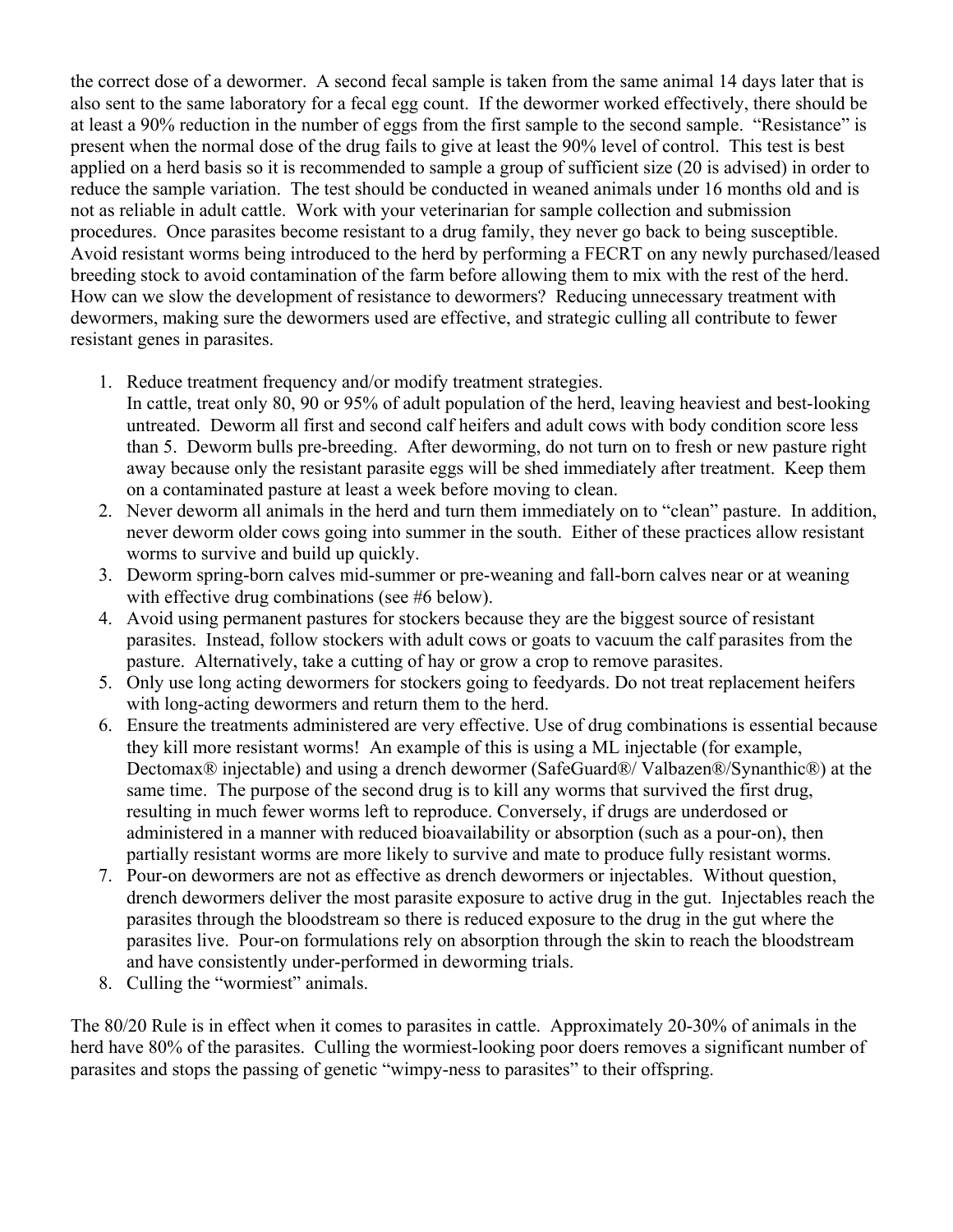the correct dose of a dewormer. A second fecal sample is taken from the same animal 14 days later that is also sent to the same laboratory for a fecal egg count. If the dewormer worked effectively, there should be at least a 90% reduction in the number of eggs from the first sample to the second sample. "Resistance" is present when the normal dose of the drug fails to give at least the 90% level of control. This test is best applied on a herd basis so it is recommended to sample a group of sufficient size (20 is advised) in order to reduce the sample variation. The test should be conducted in weaned animals under 16 months old and is not as reliable in adult cattle. Work with your veterinarian for sample collection and submission procedures. Once parasites become resistant to a drug family, they never go back to being susceptible. Avoid resistant worms being introduced to the herd by performing a FECRT on any newly purchased/leased breeding stock to avoid contamination of the farm before allowing them to mix with the rest of the herd. How can we slow the development of resistance to dewormers? Reducing unnecessary treatment with dewormers, making sure the dewormers used are effective, and strategic culling all contribute to fewer resistant genes in parasites.

1. Reduce treatment frequency and/or modify treatment strategies.
   In cattle, treat only 80, 90 or 95% of adult population of the herd, leaving heaviest and best-looking untreated. Deworm all first and second calf heifers and adult cows with body condition score less than 5. Deworm bulls pre-breeding. After deworming, do not turn on to fresh or new pasture right away because only the resistant parasite eggs will be shed immediately after treatment. Keep them on a contaminated pasture at least a week before moving to clean.
2. Never deworm all animals in the herd and turn them immediately on to "clean" pasture. In addition, never deworm older cows going into summer in the south. Either of these practices allow resistant worms to survive and build up quickly.
3. Deworm spring-born calves mid-summer or pre-weaning and fall-born calves near or at weaning with effective drug combinations (see #6 below).
4. Avoid using permanent pastures for stockers because they are the biggest source of resistant parasites. Instead, follow stockers with adult cows or goats to vacuum the calf parasites from the pasture. Alternatively, take a cutting of hay or grow a crop to remove parasites.
5. Only use long acting dewormers for stockers going to feedyards. Do not treat replacement heifers with long-acting dewormers and return them to the herd.
6. Ensure the treatments administered are very effective. Use of drug combinations is essential because they kill more resistant worms! An example of this is using a ML injectable (for example, Dectomax® injectable) and using a drench dewormer (SafeGuard®/ Valbazen®/Synanthic®) at the same time. The purpose of the second drug is to kill any worms that survived the first drug, resulting in much fewer worms left to reproduce. Conversely, if drugs are underdosed or administered in a manner with reduced bioavailability or absorption (such as a pour-on), then partially resistant worms are more likely to survive and mate to produce fully resistant worms.
7. Pour-on dewormers are not as effective as drench dewormers or injectables. Without question, drench dewormers deliver the most parasite exposure to active drug in the gut. Injectables reach the parasites through the bloodstream so there is reduced exposure to the drug in the gut where the parasites live. Pour-on formulations rely on absorption through the skin to reach the bloodstream and have consistently under-performed in deworming trials.
8. Culling the "wormiest" animals.

The 80/20 Rule is in effect when it comes to parasites in cattle. Approximately 20-30% of animals in the herd have 80% of the parasites. Culling the wormiest-looking poor doers removes a significant number of parasites and stops the passing of genetic "wimpy-ness to parasites" to their offspring.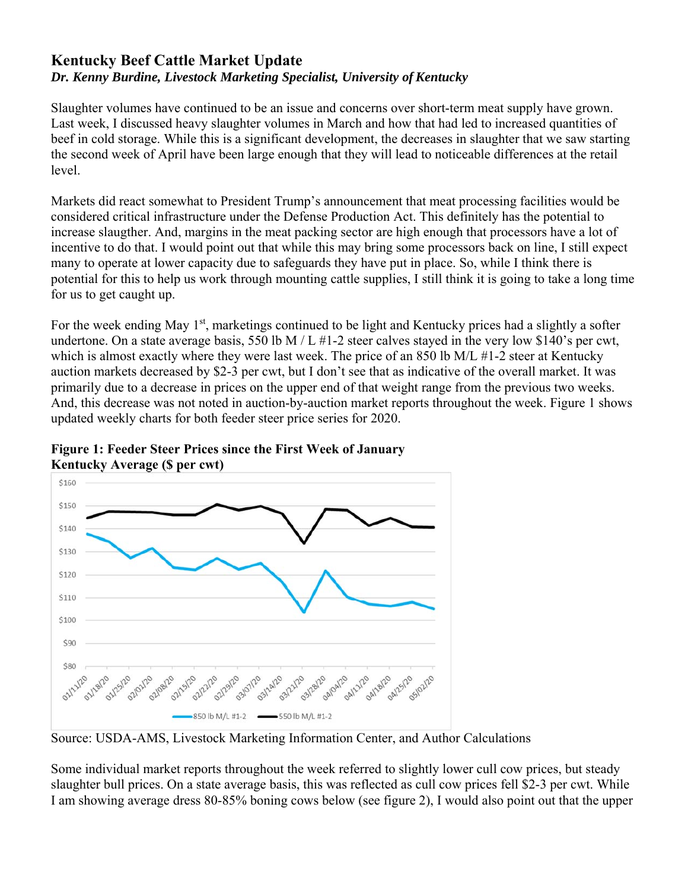## Kentucky Beef Cattle Market Update

***Dr. Kenny Burdine, Livestock Marketing Specialist, University of Kentucky***

Slaughter volumes have continued to be an issue and concerns over short-term meat supply have grown. Last week, I discussed heavy slaughter volumes in March and how that had led to increased quantities of beef in cold storage. While this is a significant development, the decreases in slaughter that we saw starting the second week of April have been large enough that they will lead to noticeable differences at the retail level.

Markets did react somewhat to President Trump's announcement that meat processing facilities would be considered critical infrastructure under the Defense Production Act. This definitely has the potential to increase slaughter. And, margins in the meat packing sector are high enough that processors have a lot of incentive to do that. I would point out that while this may bring some processors back on line, I still expect many to operate at lower capacity due to safeguards they have put in place. So, while I think there is potential for this to help us work through mounting cattle supplies, I still think it is going to take a long time for us to get caught up.

For the week ending May 1st, marketings continued to be light and Kentucky prices had a slightly a softer undertone. On a state average basis, 550 lb M / L #1-2 steer calves stayed in the very low $140's per cwt, which is almost exactly where they were last week. The price of an 850 lb M/L #1-2 steer at Kentucky auction markets decreased by $2-3 per cwt, but I don't see that as indicative of the overall market. It was primarily due to a decrease in prices on the upper end of that weight range from the previous two weeks. And, this decrease was not noted in auction-by-auction market reports throughout the week. Figure 1 shows updated weekly charts for both feeder steer price series for 2020.

**Figure 1: Feeder Steer Prices since the First Week of January Kentucky Average ($ per cwt)**

Source: USDA-AMS, Livestock Marketing Information Center, and Author Calculations

Some individual market reports throughout the week referred to slightly lower cull cow prices, but steady slaughter bull prices. On a state average basis, this was reflected as cull cow prices fell $2-3 per cwt. While I am showing average dress 80-85% boning cows below (see figure 2), I would also point out that the upper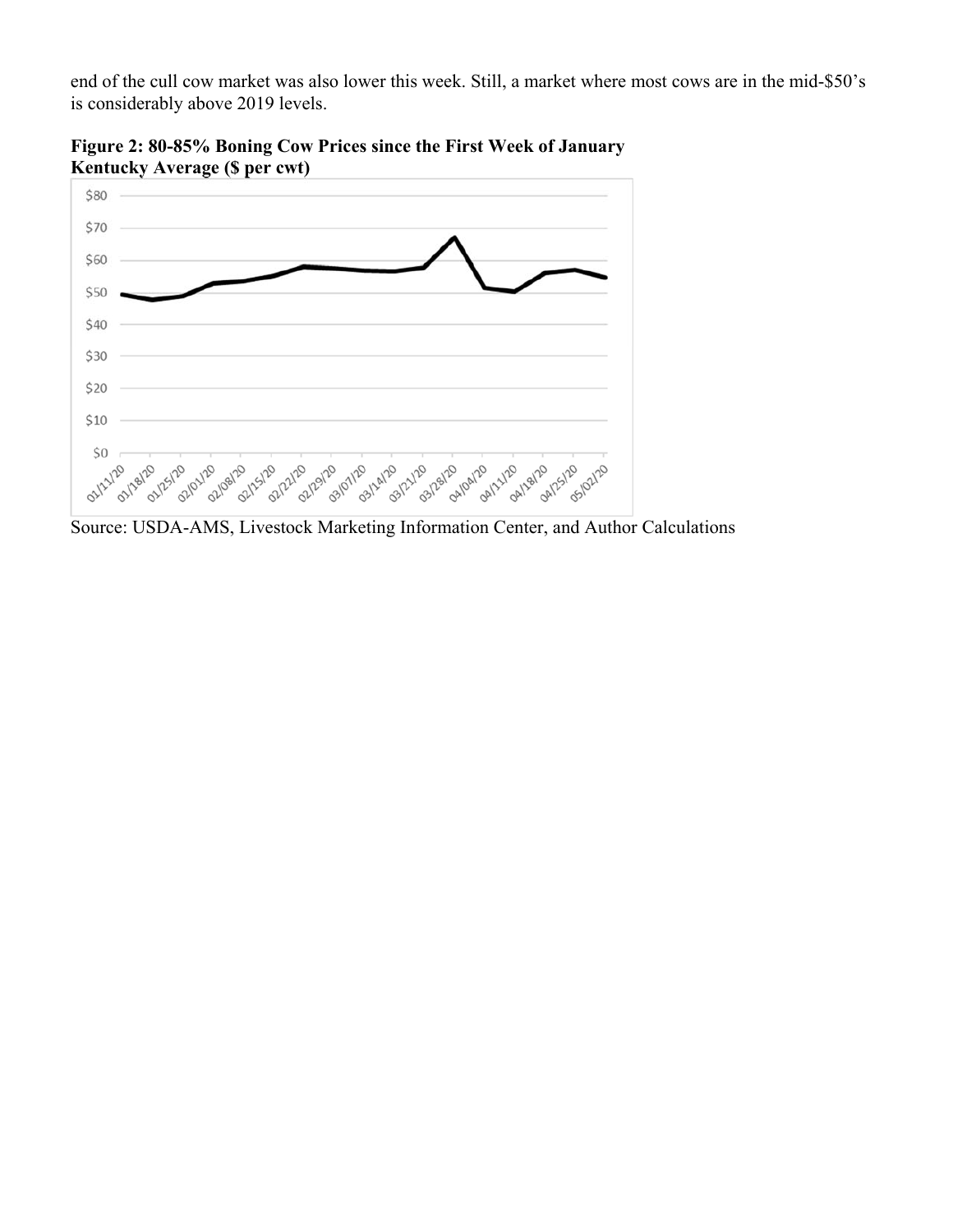end of the cull cow market was also lower this week. Still, a market where most cows are in the mid-$50's is considerably above 2019 levels.

**Figure 2: 80-85% Boning Cow Prices since the First Week of January Kentucky Average ($ per cwt)**

$80
$70
$60
$50
$40
$30
$20
$10
$0

01/11/20 01/18/20 01/25/20 02/01/20 02/08/20 02/15/20 02/22/20 02/29/20 03/07/20 03/14/20 03/21/20 03/28/20 04/04/20 04/11/20 04/18/20 04/25/20 05/02/20

Source: USDA-AMS, Livestock Marketing Information Center, and Author Calculations